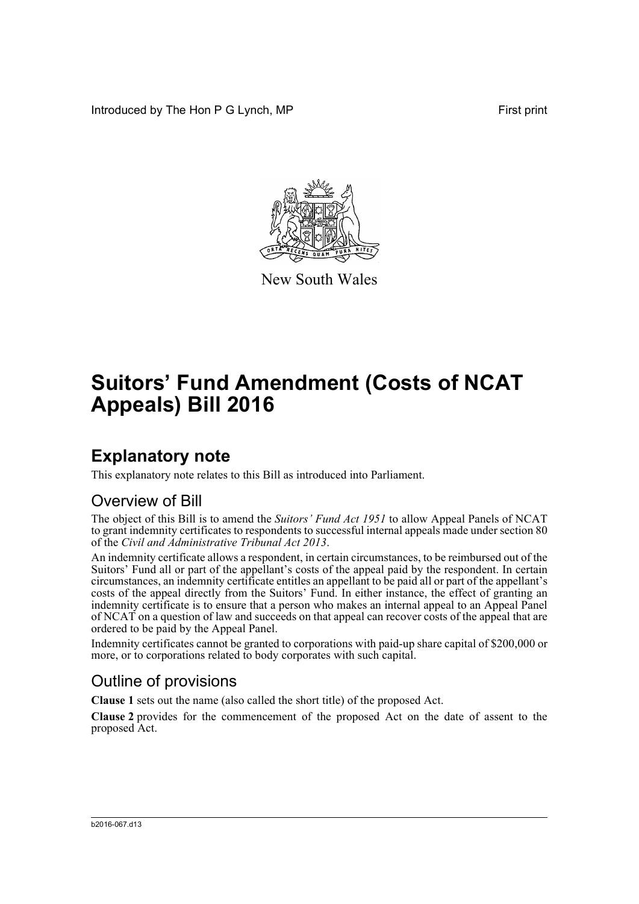Introduced by The Hon P G Lynch, MP

First print

New South Wales

# Suitors' Fund Amendment (Costs of NCAT Appeals) Bill 2016

## Explanatory note

This explanatory note relates to this Bill as introduced into Parliament.

### Overview of Bill

The object of this Bill is to amend the *Suitors' Fund Act 1951* to allow Appeal Panels of NCAT to grant indemnity certificates to respondents to successful internal appeals made under section 80 of the *Civil and Administrative Tribunal Act 2013*.

An indemnity certificate allows a respondent, in certain circumstances, to be reimbursed out of the Suitors' Fund all or part of the appellant's costs of the appeal paid by the respondent. In certain circumstances, an indemnity certificate entitles an appellant to be paid all or part of the appellant's costs of the appeal directly from the Suitors' Fund. In either instance, the effect of granting an indemnity certificate is to ensure that a person who makes an internal appeal to an Appeal Panel of NCAT on a question of law and succeeds on that appeal can recover costs of the appeal that are ordered to be paid by the Appeal Panel.

Indemnity certificates cannot be granted to corporations with paid-up share capital of $200,000 or more, or to corporations related to body corporates with such capital.

### Outline of provisions

**Clause 1** sets out the name (also called the short title) of the proposed Act.

**Clause 2** provides for the commencement of the proposed Act on the date of assent to the proposed Act.

b2016-067.d13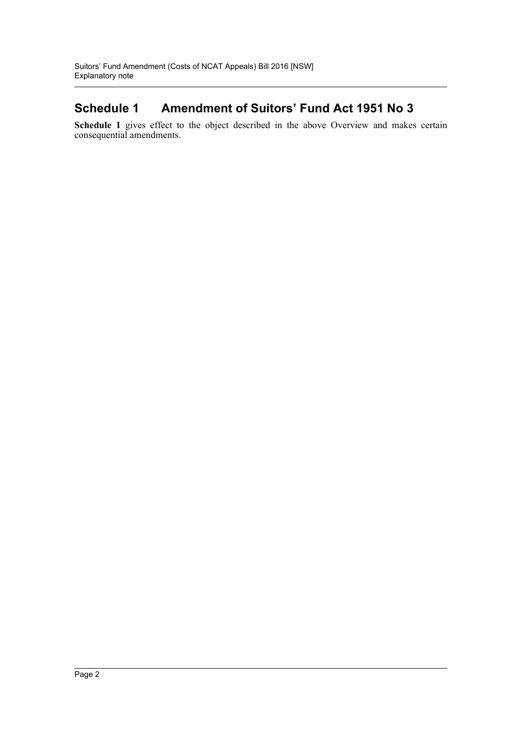## Schedule 1 Amendment of Suitors' Fund Act 1951 No 3

**Schedule 1** gives effect to the object described in the above Overview and makes certain consequential amendments.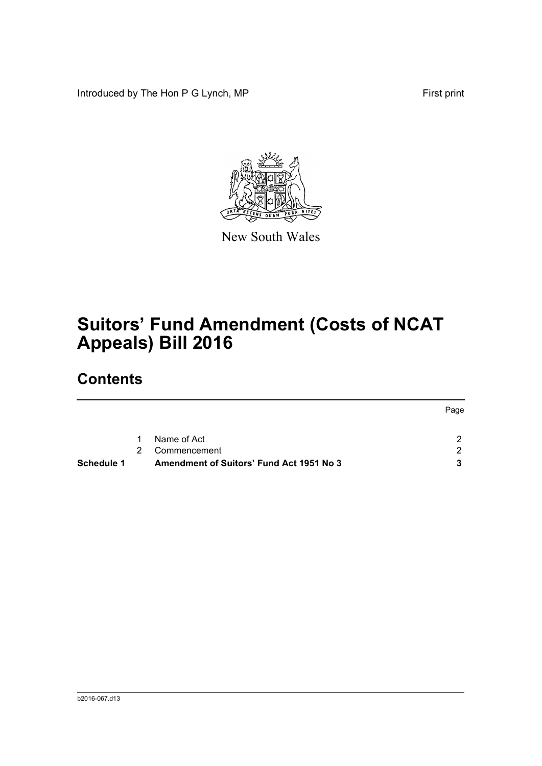Introduced by The Hon P G Lynch, MP First print

New South Wales

# Suitors' Fund Amendment (Costs of NCAT Appeals) Bill 2016

## Contents

| | | | Page |
|---|---|---|---|
| | 1 | Name of Act | 2 |
| | 2 | Commencement | 2 |
| **Schedule 1** | | **Amendment of Suitors' Fund Act 1951 No 3** | **3** |

b2016-067.d13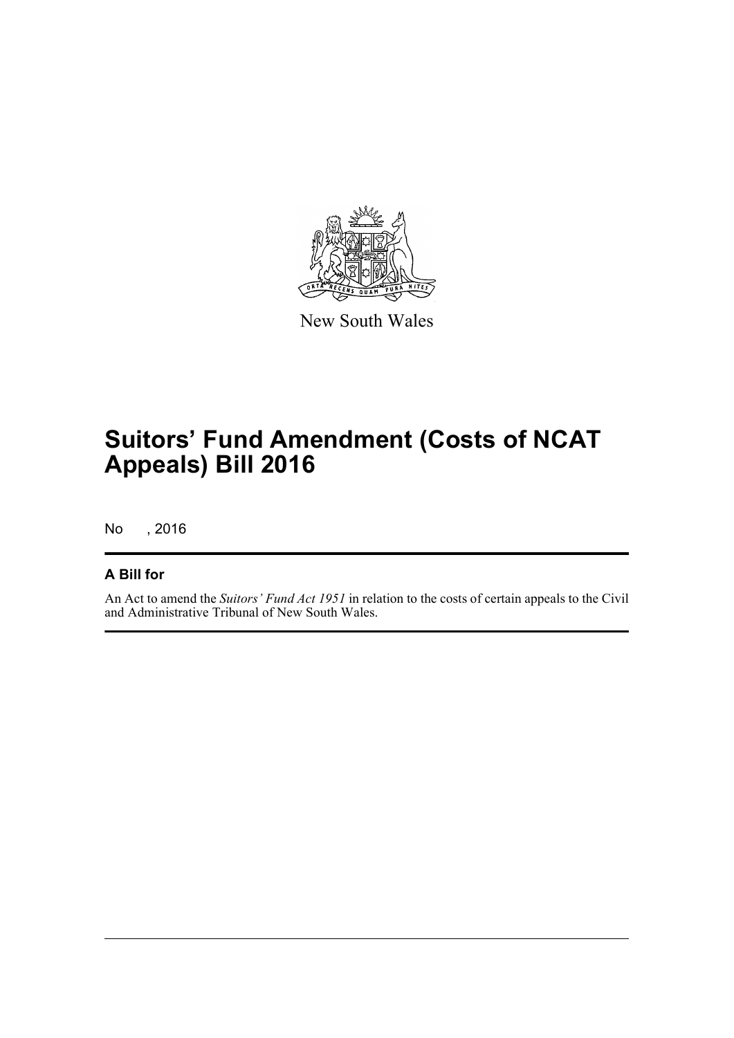New South Wales

# Suitors' Fund Amendment (Costs of NCAT Appeals) Bill 2016

No , 2016

## A Bill for

An Act to amend the *Suitors' Fund Act 1951* in relation to the costs of certain appeals to the Civil and Administrative Tribunal of New South Wales.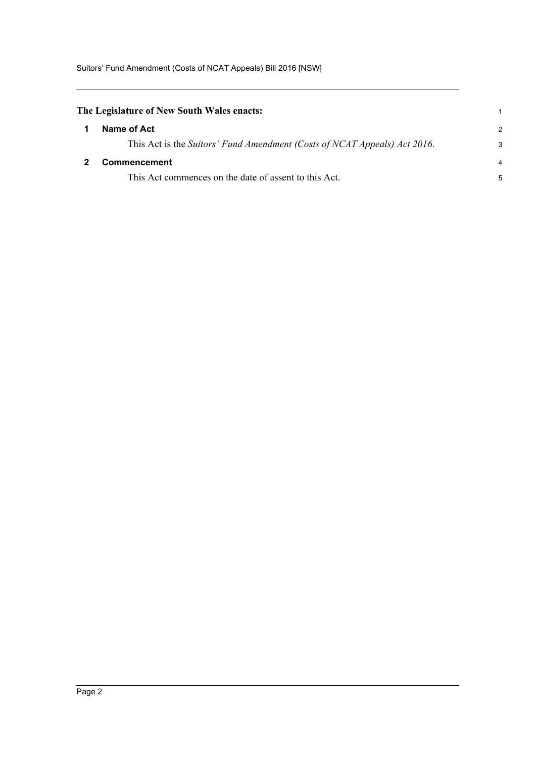**The Legislature of New South Wales enacts:**

## 1 Name of Act

This Act is the *Suitors' Fund Amendment (Costs of NCAT Appeals) Act 2016*.

## 2 Commencement

This Act commences on the date of assent to this Act.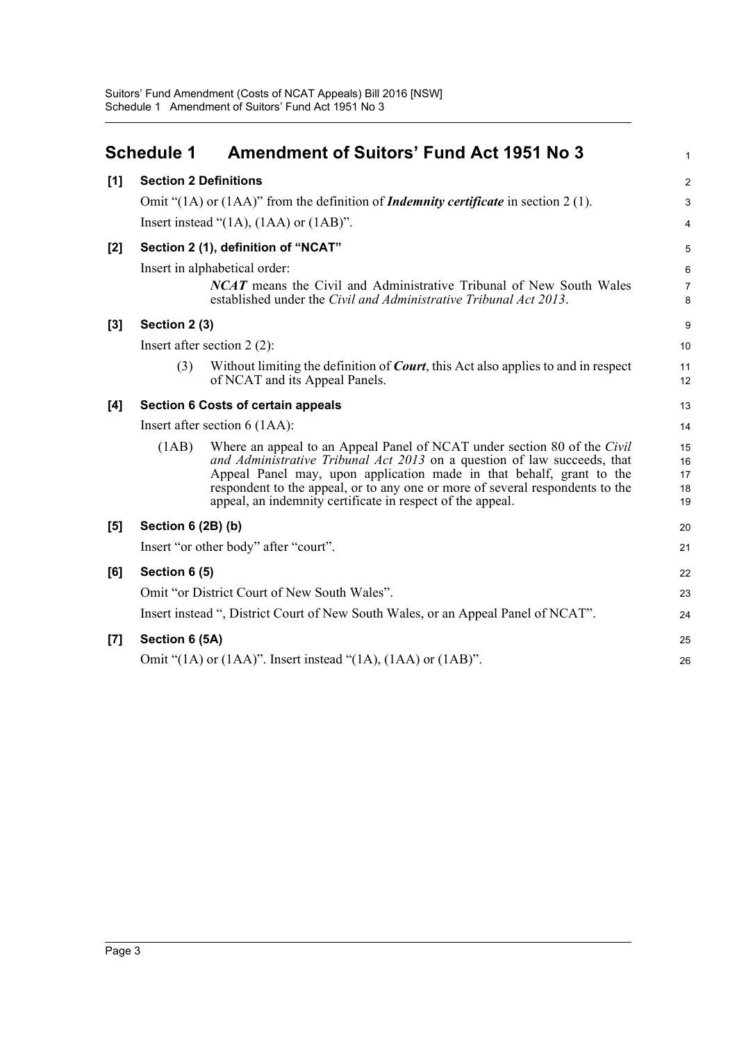# Schedule 1 Amendment of Suitors' Fund Act 1951 No 3

**[1] Section 2 Definitions**

Omit "(1A) or (1AA)" from the definition of ***Indemnity certificate*** in section 2 (1).

Insert instead "(1A), (1AA) or (1AB)".

**[2] Section 2 (1), definition of "NCAT"**

Insert in alphabetical order:

> ***NCAT*** means the Civil and Administrative Tribunal of New South Wales established under the *Civil and Administrative Tribunal Act 2013*.

**[3] Section 2 (3)**

Insert after section 2 (2):

> (3) Without limiting the definition of ***Court***, this Act also applies to and in respect of NCAT and its Appeal Panels.

**[4] Section 6 Costs of certain appeals**

Insert after section 6 (1AA):

> (1AB) Where an appeal to an Appeal Panel of NCAT under section 80 of the *Civil and Administrative Tribunal Act 2013* on a question of law succeeds, that Appeal Panel may, upon application made in that behalf, grant to the respondent to the appeal, or to any one or more of several respondents to the appeal, an indemnity certificate in respect of the appeal.

**[5] Section 6 (2B) (b)**

Insert "or other body" after "court".

**[6] Section 6 (5)**

Omit "or District Court of New South Wales".

Insert instead ", District Court of New South Wales, or an Appeal Panel of NCAT".

**[7] Section 6 (5A)**

Omit "(1A) or (1AA)". Insert instead "(1A), (1AA) or (1AB)".